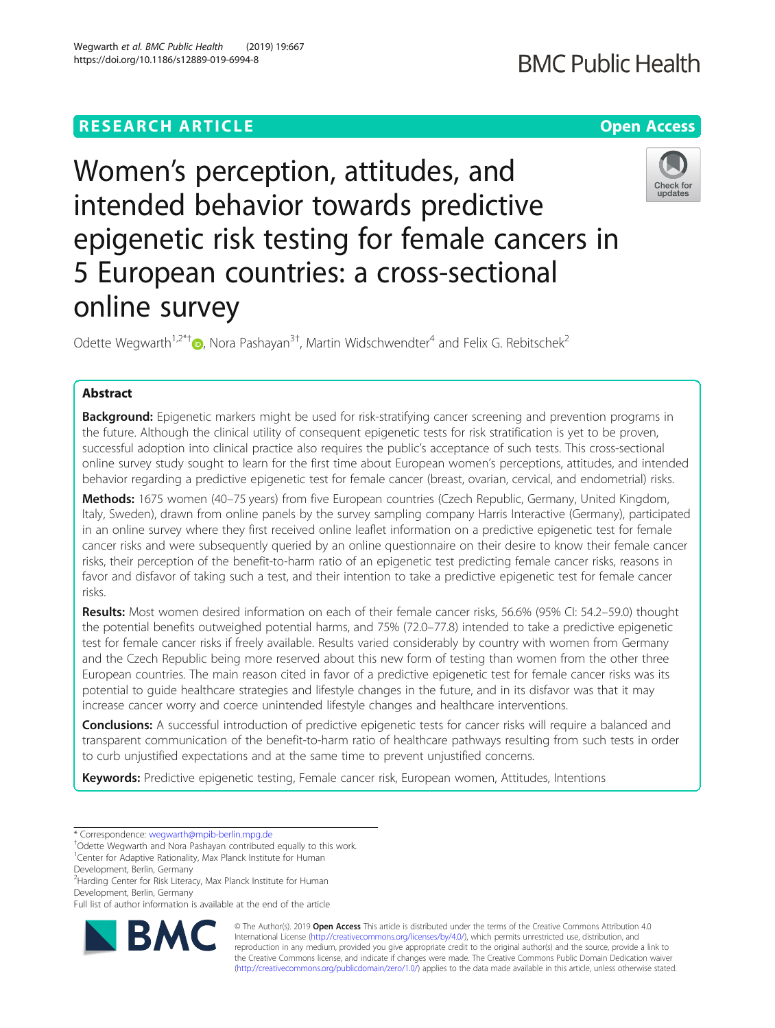RESEARCH ARTICLE

Open Access

# Women's perception, attitudes, and intended behavior towards predictive epigenetic risk testing for female cancers in 5 European countries: a cross-sectional online survey

Odette Wegwarth[1,2*†], Nora Pashayan[3†], Martin Widschwendter[4] and Felix G. Rebitschek[2]

## Abstract

**Background:** Epigenetic markers might be used for risk-stratifying cancer screening and prevention programs in the future. Although the clinical utility of consequent epigenetic tests for risk stratification is yet to be proven, successful adoption into clinical practice also requires the public's acceptance of such tests. This cross-sectional online survey study sought to learn for the first time about European women's perceptions, attitudes, and intended behavior regarding a predictive epigenetic test for female cancer (breast, ovarian, cervical, and endometrial) risks.

**Methods:** 1675 women (40–75 years) from five European countries (Czech Republic, Germany, United Kingdom, Italy, Sweden), drawn from online panels by the survey sampling company Harris Interactive (Germany), participated in an online survey where they first received online leaflet information on a predictive epigenetic test for female cancer risks and were subsequently queried by an online questionnaire on their desire to know their female cancer risks, their perception of the benefit-to-harm ratio of an epigenetic test predicting female cancer risks, reasons in favor and disfavor of taking such a test, and their intention to take a predictive epigenetic test for female cancer risks.

**Results:** Most women desired information on each of their female cancer risks, 56.6% (95% CI: 54.2–59.0) thought the potential benefits outweighed potential harms, and 75% (72.0–77.8) intended to take a predictive epigenetic test for female cancer risks if freely available. Results varied considerably by country with women from Germany and the Czech Republic being more reserved about this new form of testing than women from the other three European countries. The main reason cited in favor of a predictive epigenetic test for female cancer risks was its potential to guide healthcare strategies and lifestyle changes in the future, and in its disfavor was that it may increase cancer worry and coerce unintended lifestyle changes and healthcare interventions.

**Conclusions:** A successful introduction of predictive epigenetic tests for cancer risks will require a balanced and transparent communication of the benefit-to-harm ratio of healthcare pathways resulting from such tests in order to curb unjustified expectations and at the same time to prevent unjustified concerns.

**Keywords:** Predictive epigenetic testing, Female cancer risk, European women, Attitudes, Intentions

---

\* Correspondence: wegwarth@mpib-berlin.mpg.de

†Odette Wegwarth and Nora Pashayan contributed equally to this work.

[1]Center for Adaptive Rationality, Max Planck Institute for Human Development, Berlin, Germany

[2]Harding Center for Risk Literacy, Max Planck Institute for Human Development, Berlin, Germany

Full list of author information is available at the end of the article

© The Author(s). 2019 **Open Access** This article is distributed under the terms of the Creative Commons Attribution 4.0 International License (http://creativecommons.org/licenses/by/4.0/), which permits unrestricted use, distribution, and reproduction in any medium, provided you give appropriate credit to the original author(s) and the source, provide a link to the Creative Commons license, and indicate if changes were made. The Creative Commons Public Domain Dedication waiver (http://creativecommons.org/publicdomain/zero/1.0/) applies to the data made available in this article, unless otherwise stated.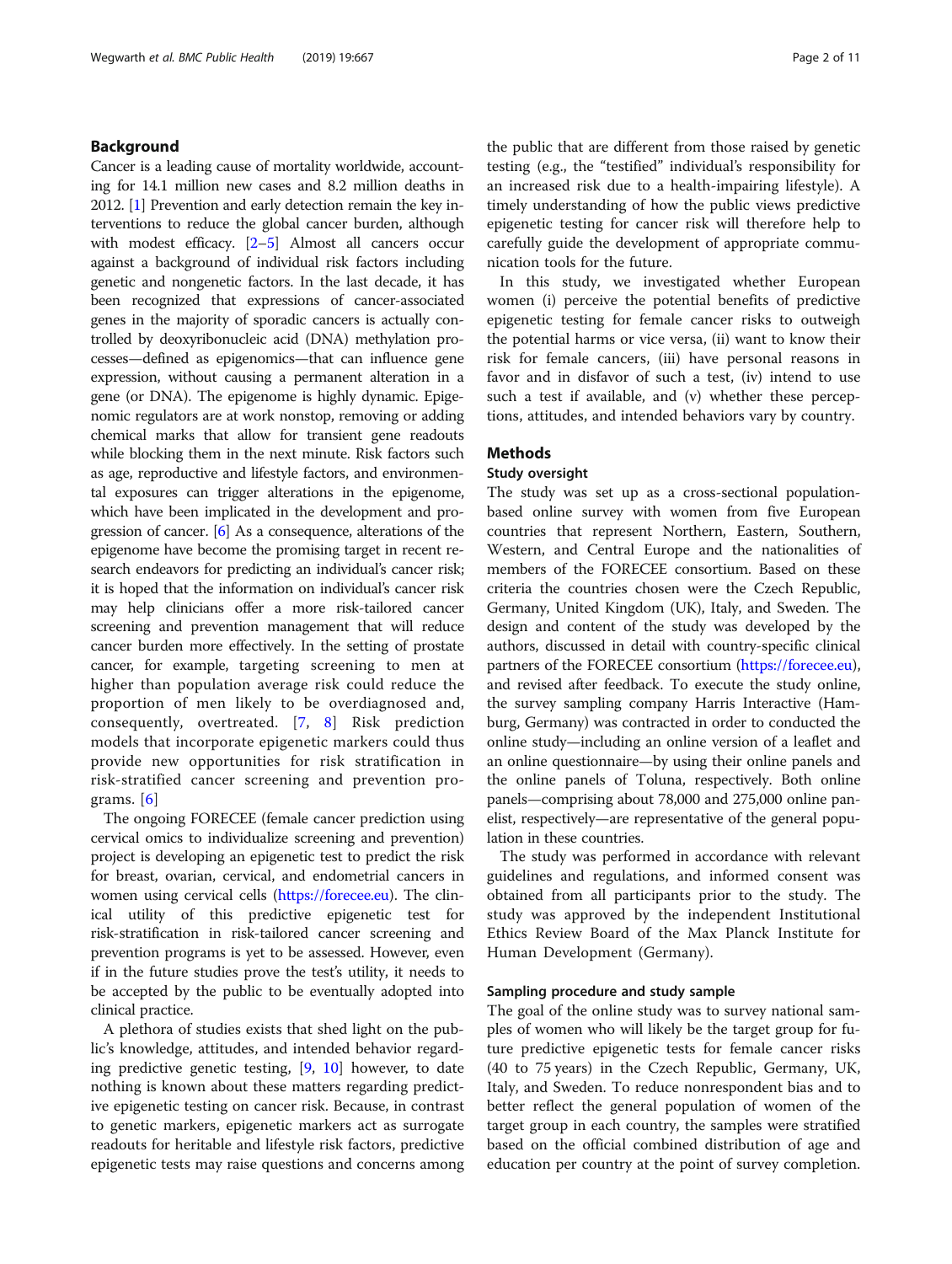## Background

Cancer is a leading cause of mortality worldwide, accounting for 14.1 million new cases and 8.2 million deaths in 2012. [1] Prevention and early detection remain the key interventions to reduce the global cancer burden, although with modest efficacy. [2–5] Almost all cancers occur against a background of individual risk factors including genetic and nongenetic factors. In the last decade, it has been recognized that expressions of cancer-associated genes in the majority of sporadic cancers is actually controlled by deoxyribonucleic acid (DNA) methylation processes—defined as epigenomics—that can influence gene expression, without causing a permanent alteration in a gene (or DNA). The epigenome is highly dynamic. Epigenomic regulators are at work nonstop, removing or adding chemical marks that allow for transient gene readouts while blocking them in the next minute. Risk factors such as age, reproductive and lifestyle factors, and environmental exposures can trigger alterations in the epigenome, which have been implicated in the development and progression of cancer. [6] As a consequence, alterations of the epigenome have become the promising target in recent research endeavors for predicting an individual's cancer risk; it is hoped that the information on individual's cancer risk may help clinicians offer a more risk-tailored cancer screening and prevention management that will reduce cancer burden more effectively. In the setting of prostate cancer, for example, targeting screening to men at higher than population average risk could reduce the proportion of men likely to be overdiagnosed and, consequently, overtreated. [7, 8] Risk prediction models that incorporate epigenetic markers could thus provide new opportunities for risk stratification in risk-stratified cancer screening and prevention programs. [6]

The ongoing FORECEE (female cancer prediction using cervical omics to individualize screening and prevention) project is developing an epigenetic test to predict the risk for breast, ovarian, cervical, and endometrial cancers in women using cervical cells (https://forecee.eu). The clinical utility of this predictive epigenetic test for risk-stratification in risk-tailored cancer screening and prevention programs is yet to be assessed. However, even if in the future studies prove the test's utility, it needs to be accepted by the public to be eventually adopted into clinical practice.

A plethora of studies exists that shed light on the public's knowledge, attitudes, and intended behavior regarding predictive genetic testing, [9, 10] however, to date nothing is known about these matters regarding predictive epigenetic testing on cancer risk. Because, in contrast to genetic markers, epigenetic markers act as surrogate readouts for heritable and lifestyle risk factors, predictive epigenetic tests may raise questions and concerns among the public that are different from those raised by genetic testing (e.g., the "testified" individual's responsibility for an increased risk due to a health-impairing lifestyle). A timely understanding of how the public views predictive epigenetic testing for cancer risk will therefore help to carefully guide the development of appropriate communication tools for the future.

In this study, we investigated whether European women (i) perceive the potential benefits of predictive epigenetic testing for female cancer risks to outweigh the potential harms or vice versa, (ii) want to know their risk for female cancers, (iii) have personal reasons in favor and in disfavor of such a test, (iv) intend to use such a test if available, and (v) whether these perceptions, attitudes, and intended behaviors vary by country.

## Methods

### Study oversight

The study was set up as a cross-sectional population-based online survey with women from five European countries that represent Northern, Eastern, Southern, Western, and Central Europe and the nationalities of members of the FORECEE consortium. Based on these criteria the countries chosen were the Czech Republic, Germany, United Kingdom (UK), Italy, and Sweden. The design and content of the study was developed by the authors, discussed in detail with country-specific clinical partners of the FORECEE consortium (https://forecee.eu), and revised after feedback. To execute the study online, the survey sampling company Harris Interactive (Hamburg, Germany) was contracted in order to conducted the online study—including an online version of a leaflet and an online questionnaire—by using their online panels and the online panels of Toluna, respectively. Both online panels—comprising about 78,000 and 275,000 online panelist, respectively—are representative of the general population in these countries.

The study was performed in accordance with relevant guidelines and regulations, and informed consent was obtained from all participants prior to the study. The study was approved by the independent Institutional Ethics Review Board of the Max Planck Institute for Human Development (Germany).

### Sampling procedure and study sample

The goal of the online study was to survey national samples of women who will likely be the target group for future predictive epigenetic tests for female cancer risks (40 to 75 years) in the Czech Republic, Germany, UK, Italy, and Sweden. To reduce nonrespondent bias and to better reflect the general population of women of the target group in each country, the samples were stratified based on the official combined distribution of age and education per country at the point of survey completion.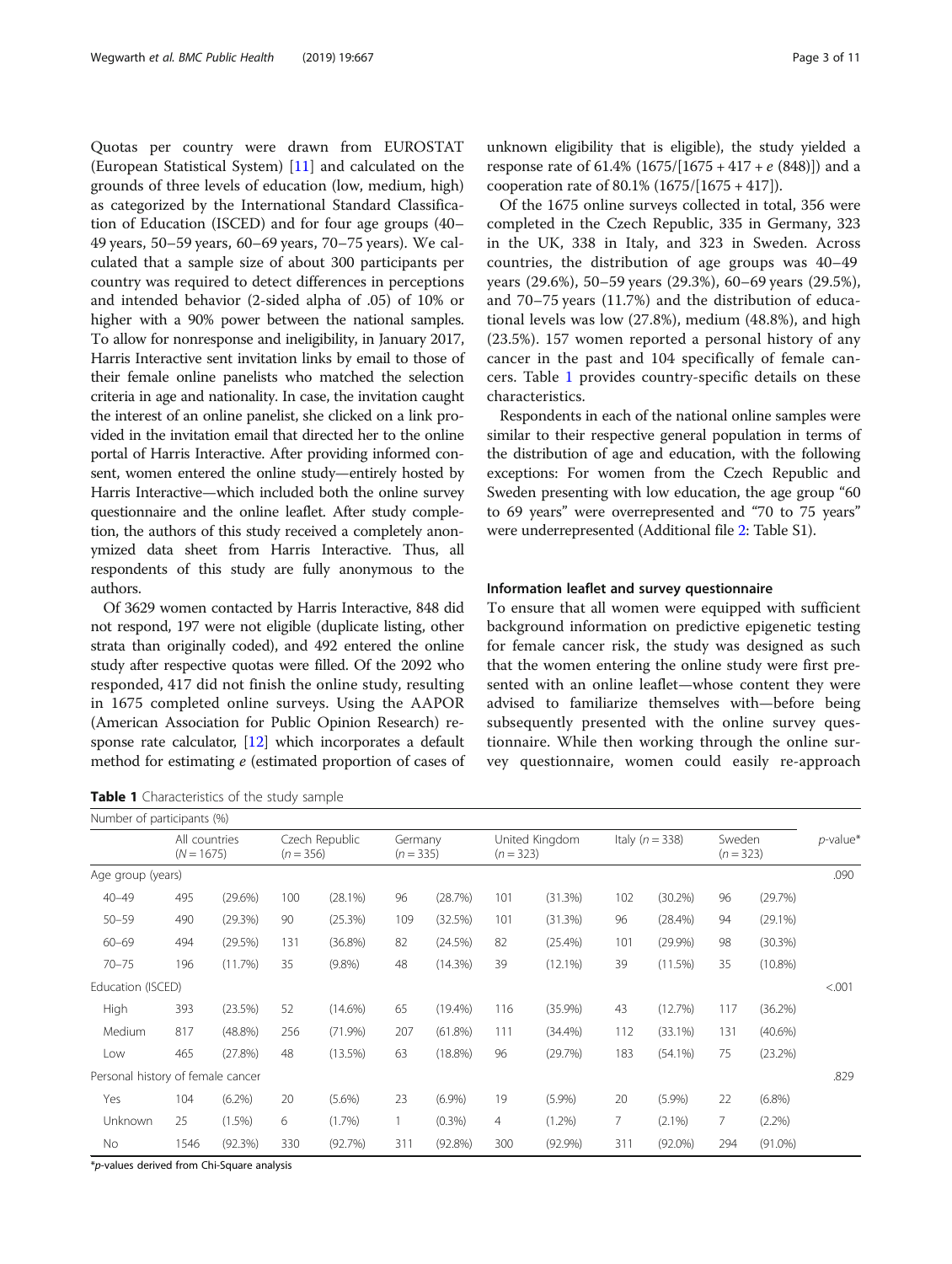Quotas per country were drawn from EUROSTAT (European Statistical System) [11] and calculated on the grounds of three levels of education (low, medium, high) as categorized by the International Standard Classification of Education (ISCED) and for four age groups (40–49 years, 50–59 years, 60–69 years, 70–75 years). We calculated that a sample size of about 300 participants per country was required to detect differences in perceptions and intended behavior (2-sided alpha of .05) of 10% or higher with a 90% power between the national samples. To allow for nonresponse and ineligibility, in January 2017, Harris Interactive sent invitation links by email to those of their female online panelists who matched the selection criteria in age and nationality. In case, the invitation caught the interest of an online panelist, she clicked on a link provided in the invitation email that directed her to the online portal of Harris Interactive. After providing informed consent, women entered the online study—entirely hosted by Harris Interactive—which included both the online survey questionnaire and the online leaflet. After study completion, the authors of this study received a completely anonymized data sheet from Harris Interactive. Thus, all respondents of this study are fully anonymous to the authors.

Of 3629 women contacted by Harris Interactive, 848 did not respond, 197 were not eligible (duplicate listing, other strata than originally coded), and 492 entered the online study after respective quotas were filled. Of the 2092 who responded, 417 did not finish the online study, resulting in 1675 completed online surveys. Using the AAPOR (American Association for Public Opinion Research) response rate calculator, [12] which incorporates a default method for estimating $e$ (estimated proportion of cases of unknown eligibility that is eligible), the study yielded a response rate of 61.4% (1675/[1675 + 417 + $e$ (848)]) and a cooperation rate of 80.1% (1675/[1675 + 417]).

Of the 1675 online surveys collected in total, 356 were completed in the Czech Republic, 335 in Germany, 323 in the UK, 338 in Italy, and 323 in Sweden. Across countries, the distribution of age groups was 40–49 years (29.6%), 50–59 years (29.3%), 60–69 years (29.5%), and 70–75 years (11.7%) and the distribution of educational levels was low (27.8%), medium (48.8%), and high (23.5%). 157 women reported a personal history of any cancer in the past and 104 specifically of female cancers. Table 1 provides country-specific details on these characteristics.

Respondents in each of the national online samples were similar to their respective general population in terms of the distribution of age and education, with the following exceptions: For women from the Czech Republic and Sweden presenting with low education, the age group "60 to 69 years" were overrepresented and "70 to 75 years" were underrepresented (Additional file 2: Table S1).

## Information leaflet and survey questionnaire

To ensure that all women were equipped with sufficient background information on predictive epigenetic testing for female cancer risk, the study was designed as such that the women entering the online study were first presented with an online leaflet—whose content they were advised to familiarize themselves with—before being subsequently presented with the online survey questionnaire. While then working through the online survey questionnaire, women could easily re-approach

**Table 1** Characteristics of the study sample

| Number of participants (%) | | | | | | | | | | | | | |
|---|---|---|---|---|---|---|---|---|---|---|---|---|---|
| | All countries ($N$ = 1675) | | Czech Republic ($n$ = 356) | | Germany ($n$ = 335) | | United Kingdom ($n$ = 323) | | Italy ($n$ = 338) | | Sweden ($n$ = 323) | | $p$-value* |
| Age group (years) | | | | | | | | | | | | | .090 |
| 40–49 | 495 | (29.6%) | 100 | (28.1%) | 96 | (28.7%) | 101 | (31.3%) | 102 | (30.2%) | 96 | (29.7%) | |
| 50–59 | 490 | (29.3%) | 90 | (25.3%) | 109 | (32.5%) | 101 | (31.3%) | 96 | (28.4%) | 94 | (29.1%) | |
| 60–69 | 494 | (29.5%) | 131 | (36.8%) | 82 | (24.5%) | 82 | (25.4%) | 101 | (29.9%) | 98 | (30.3%) | |
| 70–75 | 196 | (11.7%) | 35 | (9.8%) | 48 | (14.3%) | 39 | (12.1%) | 39 | (11.5%) | 35 | (10.8%) | |
| Education (ISCED) | | | | | | | | | | | | | <.001 |
| High | 393 | (23.5%) | 52 | (14.6%) | 65 | (19.4%) | 116 | (35.9%) | 43 | (12.7%) | 117 | (36.2%) | |
| Medium | 817 | (48.8%) | 256 | (71.9%) | 207 | (61.8%) | 111 | (34.4%) | 112 | (33.1%) | 131 | (40.6%) | |
| Low | 465 | (27.8%) | 48 | (13.5%) | 63 | (18.8%) | 96 | (29.7%) | 183 | (54.1%) | 75 | (23.2%) | |
| Personal history of female cancer | | | | | | | | | | | | | .829 |
| Yes | 104 | (6.2%) | 20 | (5.6%) | 23 | (6.9%) | 19 | (5.9%) | 20 | (5.9%) | 22 | (6.8%) | |
| Unknown | 25 | (1.5%) | 6 | (1.7%) | 1 | (0.3%) | 4 | (1.2%) | 7 | (2.1%) | 7 | (2.2%) | |
| No | 1546 | (92.3%) | 330 | (92.7%) | 311 | (92.8%) | 300 | (92.9%) | 311 | (92.0%) | 294 | (91.0%) | |

*$p$-values derived from Chi-Square analysis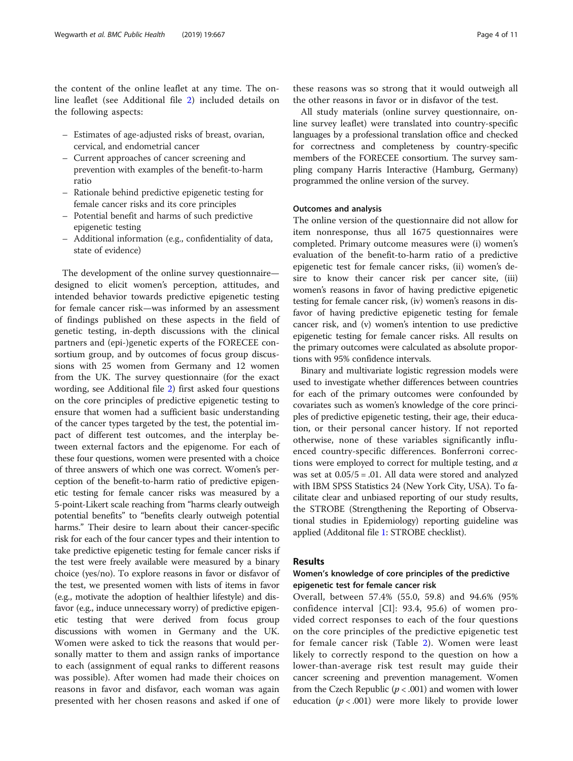the content of the online leaflet at any time. The online leaflet (see Additional file 2) included details on the following aspects:

- Estimates of age-adjusted risks of breast, ovarian, cervical, and endometrial cancer
- Current approaches of cancer screening and prevention with examples of the benefit-to-harm ratio
- Rationale behind predictive epigenetic testing for female cancer risks and its core principles
- Potential benefit and harms of such predictive epigenetic testing
- Additional information (e.g., confidentiality of data, state of evidence)

The development of the online survey questionnaire—designed to elicit women's perception, attitudes, and intended behavior towards predictive epigenetic testing for female cancer risk—was informed by an assessment of findings published on these aspects in the field of genetic testing, in-depth discussions with the clinical partners and (epi-)genetic experts of the FORECEE consortium group, and by outcomes of focus group discussions with 25 women from Germany and 12 women from the UK. The survey questionnaire (for the exact wording, see Additional file 2) first asked four questions on the core principles of predictive epigenetic testing to ensure that women had a sufficient basic understanding of the cancer types targeted by the test, the potential impact of different test outcomes, and the interplay between external factors and the epigenome. For each of these four questions, women were presented with a choice of three answers of which one was correct. Women's perception of the benefit-to-harm ratio of predictive epigenetic testing for female cancer risks was measured by a 5-point-Likert scale reaching from "harms clearly outweigh potential benefits" to "benefits clearly outweigh potential harms." Their desire to learn about their cancer-specific risk for each of the four cancer types and their intention to take predictive epigenetic testing for female cancer risks if the test were freely available were measured by a binary choice (yes/no). To explore reasons in favor or disfavor of the test, we presented women with lists of items in favor (e.g., motivate the adoption of healthier lifestyle) and disfavor (e.g., induce unnecessary worry) of predictive epigenetic testing that were derived from focus group discussions with women in Germany and the UK. Women were asked to tick the reasons that would personally matter to them and assign ranks of importance to each (assignment of equal ranks to different reasons was possible). After women had made their choices on reasons in favor and disfavor, each woman was again presented with her chosen reasons and asked if one of these reasons was so strong that it would outweigh all the other reasons in favor or in disfavor of the test.

All study materials (online survey questionnaire, online survey leaflet) were translated into country-specific languages by a professional translation office and checked for correctness and completeness by country-specific members of the FORECEE consortium. The survey sampling company Harris Interactive (Hamburg, Germany) programmed the online version of the survey.

### Outcomes and analysis

The online version of the questionnaire did not allow for item nonresponse, thus all 1675 questionnaires were completed. Primary outcome measures were (i) women's evaluation of the benefit-to-harm ratio of a predictive epigenetic test for female cancer risks, (ii) women's desire to know their cancer risk per cancer site, (iii) women's reasons in favor of having predictive epigenetic testing for female cancer risk, (iv) women's reasons in disfavor of having predictive epigenetic testing for female cancer risk, and (v) women's intention to use predictive epigenetic testing for female cancer risks. All results on the primary outcomes were calculated as absolute proportions with 95% confidence intervals.

Binary and multivariate logistic regression models were used to investigate whether differences between countries for each of the primary outcomes were confounded by covariates such as women's knowledge of the core principles of predictive epigenetic testing, their age, their education, or their personal cancer history. If not reported otherwise, none of these variables significantly influenced country-specific differences. Bonferroni corrections were employed to correct for multiple testing, and $\alpha$ was set at $0.05/5 = .01$. All data were stored and analyzed with IBM SPSS Statistics 24 (New York City, USA). To facilitate clear and unbiased reporting of our study results, the STROBE (Strengthening the Reporting of Observational studies in Epidemiology) reporting guideline was applied (Additonal file 1: STROBE checklist).

## Results

### Women's knowledge of core principles of the predictive epigenetic test for female cancer risk

Overall, between 57.4% (55.0, 59.8) and 94.6% (95% confidence interval [CI]: 93.4, 95.6) of women provided correct responses to each of the four questions on the core principles of the predictive epigenetic test for female cancer risk (Table 2). Women were least likely to correctly respond to the question on how a lower-than-average risk test result may guide their cancer screening and prevention management. Women from the Czech Republic ($p < .001$) and women with lower education ($p < .001$) were more likely to provide lower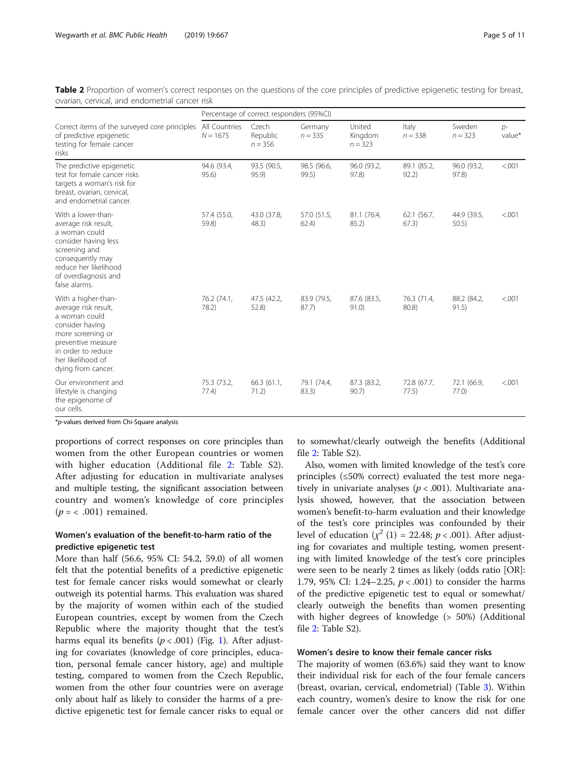**Table 2** Proportion of women's correct responses on the questions of the core principles of predictive epigenetic testing for breast, ovarian, cervical, and endometrial cancer risk

| | Percentage of correct responders (95%CI) | | | | | | |
|---|---|---|---|---|---|---|---|
| Correct items of the surveyed core principles of predictive epigenetic testing for female cancer risks | All Countries $N = 1675$ | Czech Republic $n = 356$ | Germany $n = 335$ | United Kingdom $n = 323$ | Italy $n = 338$ | Sweden $n = 323$ | $p$-value* |
| The predictive epigenetic test for female cancer risks targets a woman's risk for breast, ovarian, cervical, and endometrial cancer. | 94.6 (93.4, 95.6) | 93.5 (90.5, 95.9) | 98.5 (96.6, 99.5) | 96.0 (93.2, 97.8) | 89.1 (85.2, 92.2) | 96.0 (93.2, 97.8) | <.001 |
| With a lower-than-average risk result, a woman could consider having less screening and consequently may reduce her likelihood of overdiagnosis and false alarms. | 57.4 (55.0, 59.8) | 43.0 (37.8, 48.3) | 57.0 (51.5, 62.4) | 81.1 (76.4, 85.2) | 62.1 (56.7, 67.3) | 44.9 (39.5, 50.5) | <.001 |
| With a higher-than-average risk result, a woman could consider having more screening or preventive measure in order to reduce her likelihood of dying from cancer. | 76.2 (74.1, 78.2) | 47.5 (42.2, 52.8) | 83.9 (79.5, 87.7) | 87.6 (83.5, 91.0) | 76.3 (71.4, 80.8) | 88.2 (84.2, 91.5) | <.001 |
| Our environment and lifestyle is changing the epigenome of our cells. | 75.3 (73.2, 77.4) | 66.3 (61.1, 71.2) | 79.1 (74.4, 83.3) | 87.3 (83.2, 90.7) | 72.8 (67.7, 77.5) | 72.1 (66.9, 77.0) | <.001 |

*$p$-values derived from Chi-Square analysis

proportions of correct responses on core principles than women from the other European countries or women with higher education (Additional file 2: Table S2). After adjusting for education in multivariate analyses and multiple testing, the significant association between country and women's knowledge of core principles ($p = < .001$) remained.

## Women's evaluation of the benefit-to-harm ratio of the predictive epigenetic test

More than half (56.6, 95% CI: 54.2, 59.0) of all women felt that the potential benefits of a predictive epigenetic test for female cancer risks would somewhat or clearly outweigh its potential harms. This evaluation was shared by the majority of women within each of the studied European countries, except by women from the Czech Republic where the majority thought that the test's harms equal its benefits ($p < .001$) (Fig. 1). After adjusting for covariates (knowledge of core principles, education, personal female cancer history, age) and multiple testing, compared to women from the Czech Republic, women from the other four countries were on average only about half as likely to consider the harms of a predictive epigenetic test for female cancer risks to equal or to somewhat/clearly outweigh the benefits (Additional file 2: Table S2).

Also, women with limited knowledge of the test's core principles (≤50% correct) evaluated the test more negatively in univariate analyses ($p < .001$). Multivariate analysis showed, however, that the association between women's benefit-to-harm evaluation and their knowledge of the test's core principles was confounded by their level of education ($\chi^2$ (1) = 22.48; $p < .001$). After adjusting for covariates and multiple testing, women presenting with limited knowledge of the test's core principles were seen to be nearly 2 times as likely (odds ratio [OR]: 1.79, 95% CI: 1.24–2.25, $p < .001$) to consider the harms of the predictive epigenetic test to equal or somewhat/clearly outweigh the benefits than women presenting with higher degrees of knowledge (> 50%) (Additional file 2: Table S2).

## Women's desire to know their female cancer risks

The majority of women (63.6%) said they want to know their individual risk for each of the four female cancers (breast, ovarian, cervical, endometrial) (Table 3). Within each country, women's desire to know the risk for one female cancer over the other cancers did not differ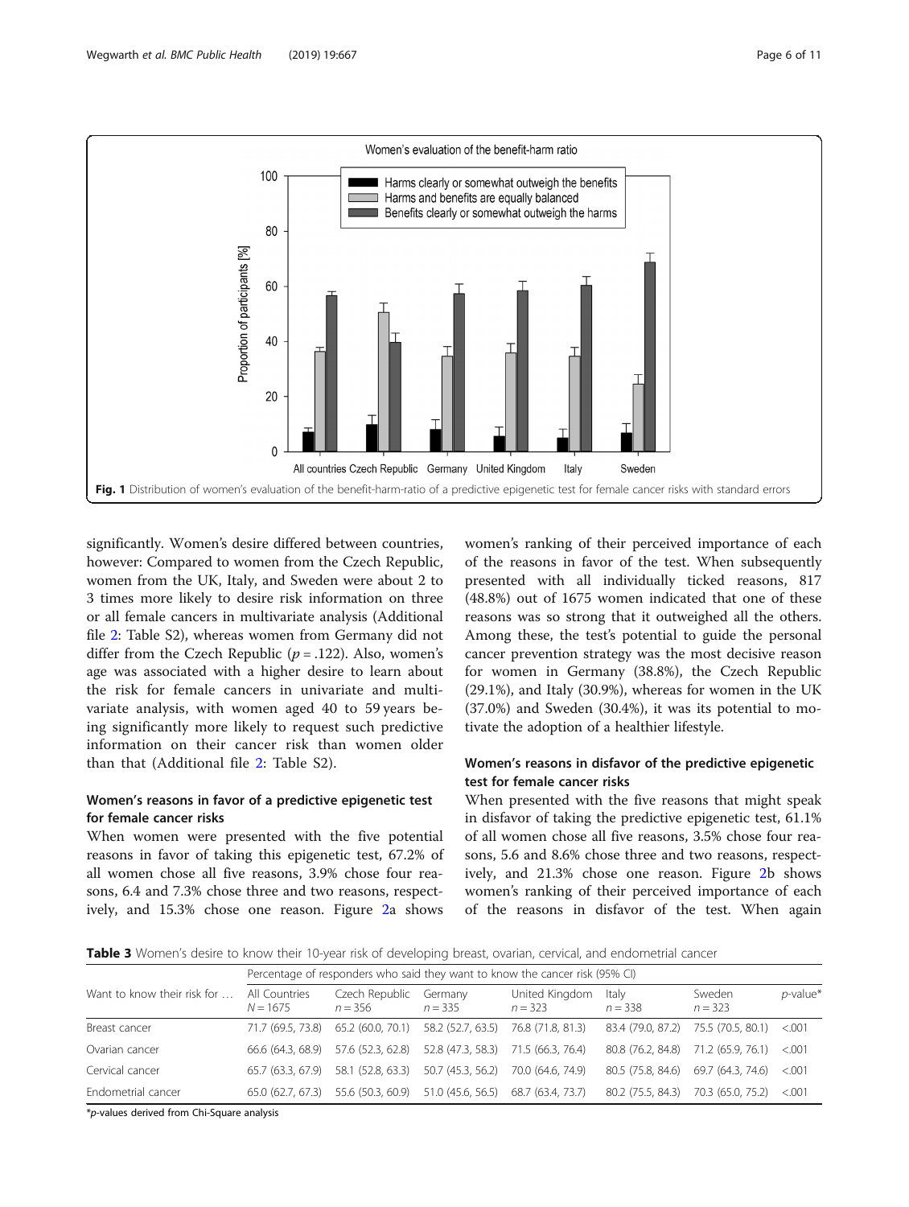Fig. 1 Distribution of women's evaluation of the benefit-harm-ratio of a predictive epigenetic test for female cancer risks with standard errors

significantly. Women's desire differed between countries, however: Compared to women from the Czech Republic, women from the UK, Italy, and Sweden were about 2 to 3 times more likely to desire risk information on three or all female cancers in multivariate analysis (Additional file 2: Table S2), whereas women from Germany did not differ from the Czech Republic ($p = .122$). Also, women's age was associated with a higher desire to learn about the risk for female cancers in univariate and multivariate analysis, with women aged 40 to 59 years being significantly more likely to request such predictive information on their cancer risk than women older than that (Additional file 2: Table S2).

### Women's reasons in favor of a predictive epigenetic test for female cancer risks

When women were presented with the five potential reasons in favor of taking this epigenetic test, 67.2% of all women chose all five reasons, 3.9% chose four reasons, 6.4 and 7.3% chose three and two reasons, respectively, and 15.3% chose one reason. Figure 2a shows women's ranking of their perceived importance of each of the reasons in favor of the test. When subsequently presented with all individually ticked reasons, 817 (48.8%) out of 1675 women indicated that one of these reasons was so strong that it outweighed all the others. Among these, the test's potential to guide the personal cancer prevention strategy was the most decisive reason for women in Germany (38.8%), the Czech Republic (29.1%), and Italy (30.9%), whereas for women in the UK (37.0%) and Sweden (30.4%), it was its potential to motivate the adoption of a healthier lifestyle.

### Women's reasons in disfavor of the predictive epigenetic test for female cancer risks

When presented with the five reasons that might speak in disfavor of taking the predictive epigenetic test, 61.1% of all women chose all five reasons, 3.5% chose four reasons, 5.6 and 8.6% chose three and two reasons, respectively, and 21.3% chose one reason. Figure 2b shows women's ranking of their perceived importance of each of the reasons in disfavor of the test. When again

**Table 3** Women's desire to know their 10-year risk of developing breast, ovarian, cervical, and endometrial cancer

| Want to know their risk for … | Percentage of responders who said they want to know the cancer risk (95% CI) | | | | | | |
|---|---|---|---|---|---|---|---|
| | All Countries $N = 1675$ | Czech Republic $n = 356$ | Germany $n = 335$ | United Kingdom $n = 323$ | Italy $n = 338$ | Sweden $n = 323$ | *p*-value* |
| Breast cancer | 71.7 (69.5, 73.8) | 65.2 (60.0, 70.1) | 58.2 (52.7, 63.5) | 76.8 (71.8, 81.3) | 83.4 (79.0, 87.2) | 75.5 (70.5, 80.1) | <.001 |
| Ovarian cancer | 66.6 (64.3, 68.9) | 57.6 (52.3, 62.8) | 52.8 (47.3, 58.3) | 71.5 (66.3, 76.4) | 80.8 (76.2, 84.8) | 71.2 (65.9, 76.1) | <.001 |
| Cervical cancer | 65.7 (63.3, 67.9) | 58.1 (52.8, 63.3) | 50.7 (45.3, 56.2) | 70.0 (64.6, 74.9) | 80.5 (75.8, 84.6) | 69.7 (64.3, 74.6) | <.001 |
| Endometrial cancer | 65.0 (62.7, 67.3) | 55.6 (50.3, 60.9) | 51.0 (45.6, 56.5) | 68.7 (63.4, 73.7) | 80.2 (75.5, 84.3) | 70.3 (65.0, 75.2) | <.001 |

**p*-values derived from Chi-Square analysis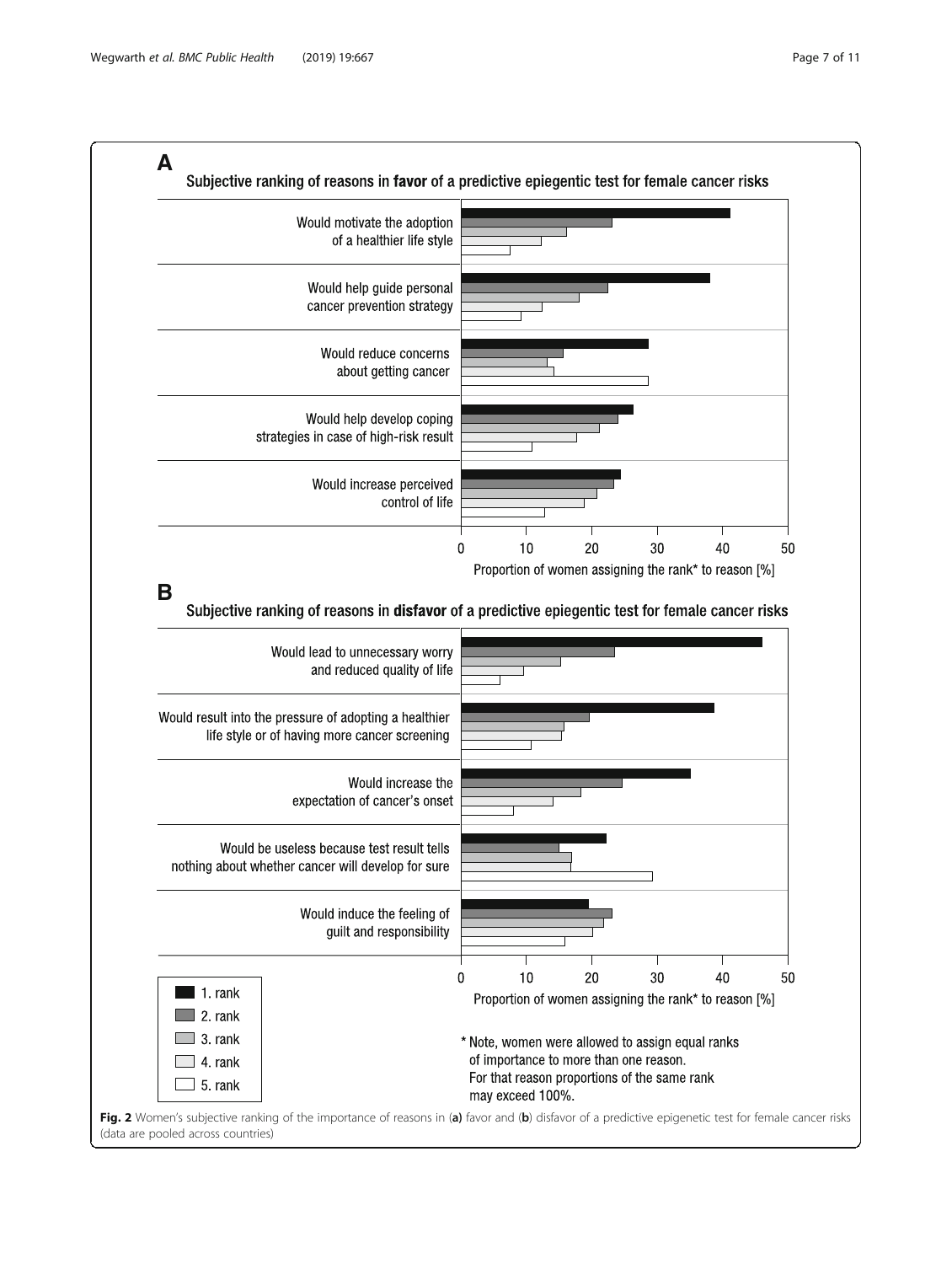**A**

Subjective ranking of reasons in **favor** of a predictive epiegentic test for female cancer risks

- Would motivate the adoption of a healthier life style
- Would help guide personal cancer prevention strategy
- Would reduce concerns about getting cancer
- Would help develop coping strategies in case of high-risk result
- Would increase perceived control of life

Proportion of women assigning the rank* to reason [%]

**B**

Subjective ranking of reasons in **disfavor** of a predictive epiegentic test for female cancer risks

- Would lead to unnecessary worry and reduced quality of life
- Would result into the pressure of adopting a healthier life style or of having more cancer screening
- Would increase the expectation of cancer's onset
- Would be useless because test result tells nothing about whether cancer will develop for sure
- Would induce the feeling of guilt and responsibility

Proportion of women assigning the rank* to reason [%]

1. rank, 2. rank, 3. rank, 4. rank, 5. rank

\* Note, women were allowed to assign equal ranks of importance to more than one reason. For that reason proportions of the same rank may exceed 100%.

**Fig. 2** Women's subjective ranking of the importance of reasons in (**a**) favor and (**b**) disfavor of a predictive epigenetic test for female cancer risks (data are pooled across countries)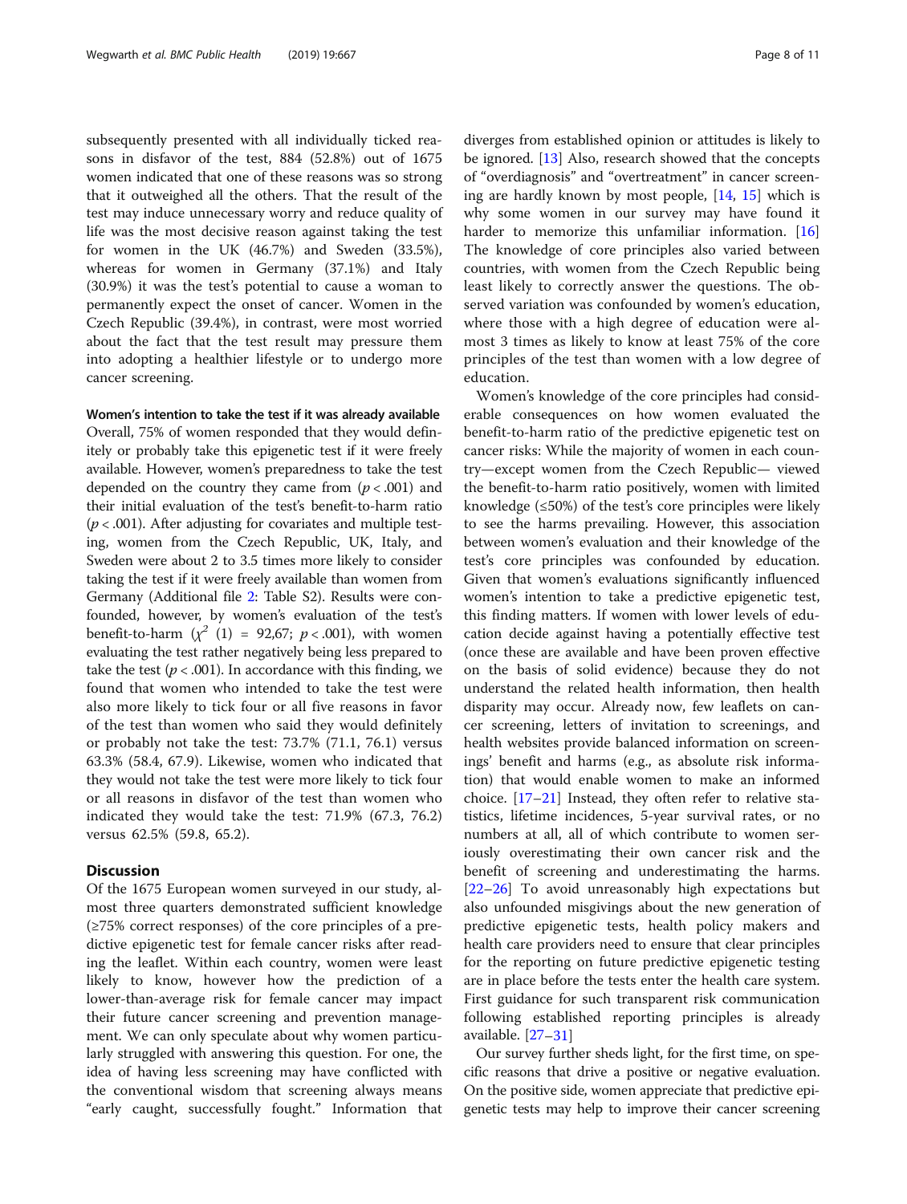subsequently presented with all individually ticked reasons in disfavor of the test, 884 (52.8%) out of 1675 women indicated that one of these reasons was so strong that it outweighed all the others. That the result of the test may induce unnecessary worry and reduce quality of life was the most decisive reason against taking the test for women in the UK (46.7%) and Sweden (33.5%), whereas for women in Germany (37.1%) and Italy (30.9%) it was the test's potential to cause a woman to permanently expect the onset of cancer. Women in the Czech Republic (39.4%), in contrast, were most worried about the fact that the test result may pressure them into adopting a healthier lifestyle or to undergo more cancer screening.

#### Women's intention to take the test if it was already available

Overall, 75% of women responded that they would definitely or probably take this epigenetic test if it were freely available. However, women's preparedness to take the test depended on the country they came from ($p < .001$) and their initial evaluation of the test's benefit-to-harm ratio ($p < .001$). After adjusting for covariates and multiple testing, women from the Czech Republic, UK, Italy, and Sweden were about 2 to 3.5 times more likely to consider taking the test if it were freely available than women from Germany (Additional file 2: Table S2). Results were confounded, however, by women's evaluation of the test's benefit-to-harm ($\chi^2$ (1) = 92,67; $p < .001$), with women evaluating the test rather negatively being less prepared to take the test ($p < .001$). In accordance with this finding, we found that women who intended to take the test were also more likely to tick four or all five reasons in favor of the test than women who said they would definitely or probably not take the test: 73.7% (71.1, 76.1) versus 63.3% (58.4, 67.9). Likewise, women who indicated that they would not take the test were more likely to tick four or all reasons in disfavor of the test than women who indicated they would take the test: 71.9% (67.3, 76.2) versus 62.5% (59.8, 65.2).

## Discussion

Of the 1675 European women surveyed in our study, almost three quarters demonstrated sufficient knowledge (≥75% correct responses) of the core principles of a predictive epigenetic test for female cancer risks after reading the leaflet. Within each country, women were least likely to know, however how the prediction of a lower-than-average risk for female cancer may impact their future cancer screening and prevention management. We can only speculate about why women particularly struggled with answering this question. For one, the idea of having less screening may have conflicted with the conventional wisdom that screening always means "early caught, successfully fought." Information that diverges from established opinion or attitudes is likely to be ignored. [13] Also, research showed that the concepts of "overdiagnosis" and "overtreatment" in cancer screening are hardly known by most people, [14, 15] which is why some women in our survey may have found it harder to memorize this unfamiliar information. [16] The knowledge of core principles also varied between countries, with women from the Czech Republic being least likely to correctly answer the questions. The observed variation was confounded by women's education, where those with a high degree of education were almost 3 times as likely to know at least 75% of the core principles of the test than women with a low degree of education.

Women's knowledge of the core principles had considerable consequences on how women evaluated the benefit-to-harm ratio of the predictive epigenetic test on cancer risks: While the majority of women in each country—except women from the Czech Republic— viewed the benefit-to-harm ratio positively, women with limited knowledge (≤50%) of the test's core principles were likely to see the harms prevailing. However, this association between women's evaluation and their knowledge of the test's core principles was confounded by education. Given that women's evaluations significantly influenced women's intention to take a predictive epigenetic test, this finding matters. If women with lower levels of education decide against having a potentially effective test (once these are available and have been proven effective on the basis of solid evidence) because they do not understand the related health information, then health disparity may occur. Already now, few leaflets on cancer screening, letters of invitation to screenings, and health websites provide balanced information on screenings' benefit and harms (e.g., as absolute risk information) that would enable women to make an informed choice. [17–21] Instead, they often refer to relative statistics, lifetime incidences, 5-year survival rates, or no numbers at all, all of which contribute to women seriously overestimating their own cancer risk and the benefit of screening and underestimating the harms. [22–26] To avoid unreasonably high expectations but also unfounded misgivings about the new generation of predictive epigenetic tests, health policy makers and health care providers need to ensure that clear principles for the reporting on future predictive epigenetic testing are in place before the tests enter the health care system. First guidance for such transparent risk communication following established reporting principles is already available. [27–31]

Our survey further sheds light, for the first time, on specific reasons that drive a positive or negative evaluation. On the positive side, women appreciate that predictive epigenetic tests may help to improve their cancer screening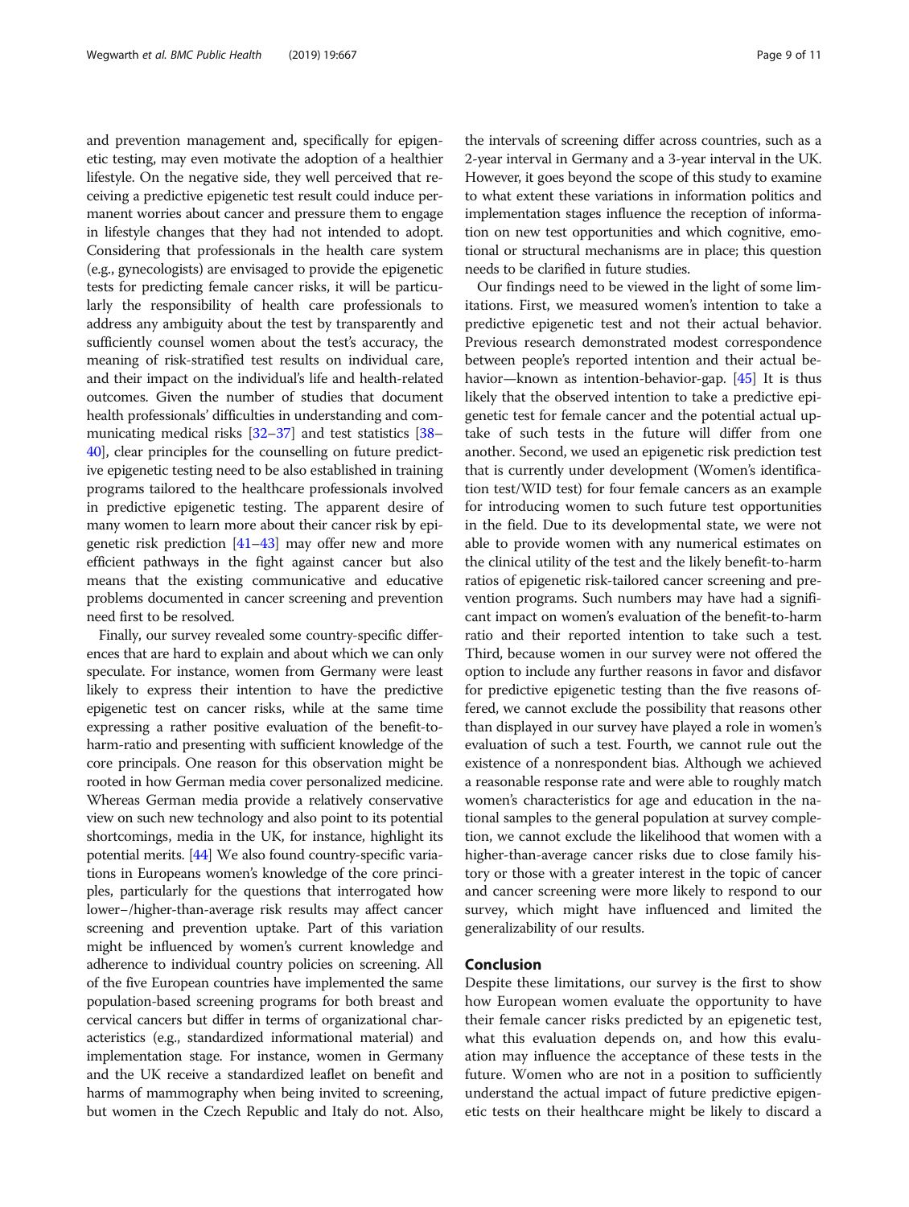and prevention management and, specifically for epigenetic testing, may even motivate the adoption of a healthier lifestyle. On the negative side, they well perceived that receiving a predictive epigenetic test result could induce permanent worries about cancer and pressure them to engage in lifestyle changes that they had not intended to adopt. Considering that professionals in the health care system (e.g., gynecologists) are envisaged to provide the epigenetic tests for predicting female cancer risks, it will be particularly the responsibility of health care professionals to address any ambiguity about the test by transparently and sufficiently counsel women about the test's accuracy, the meaning of risk-stratified test results on individual care, and their impact on the individual's life and health-related outcomes. Given the number of studies that document health professionals' difficulties in understanding and communicating medical risks [32–37] and test statistics [38–40], clear principles for the counselling on future predictive epigenetic testing need to be also established in training programs tailored to the healthcare professionals involved in predictive epigenetic testing. The apparent desire of many women to learn more about their cancer risk by epigenetic risk prediction [41–43] may offer new and more efficient pathways in the fight against cancer but also means that the existing communicative and educative problems documented in cancer screening and prevention need first to be resolved.

Finally, our survey revealed some country-specific differences that are hard to explain and about which we can only speculate. For instance, women from Germany were least likely to express their intention to have the predictive epigenetic test on cancer risks, while at the same time expressing a rather positive evaluation of the benefit-to-harm-ratio and presenting with sufficient knowledge of the core principals. One reason for this observation might be rooted in how German media cover personalized medicine. Whereas German media provide a relatively conservative view on such new technology and also point to its potential shortcomings, media in the UK, for instance, highlight its potential merits. [44] We also found country-specific variations in Europeans women's knowledge of the core principles, particularly for the questions that interrogated how lower−/higher-than-average risk results may affect cancer screening and prevention uptake. Part of this variation might be influenced by women's current knowledge and adherence to individual country policies on screening. All of the five European countries have implemented the same population-based screening programs for both breast and cervical cancers but differ in terms of organizational characteristics (e.g., standardized informational material) and implementation stage. For instance, women in Germany and the UK receive a standardized leaflet on benefit and harms of mammography when being invited to screening, but women in the Czech Republic and Italy do not. Also, the intervals of screening differ across countries, such as a 2-year interval in Germany and a 3-year interval in the UK. However, it goes beyond the scope of this study to examine to what extent these variations in information politics and implementation stages influence the reception of information on new test opportunities and which cognitive, emotional or structural mechanisms are in place; this question needs to be clarified in future studies.

Our findings need to be viewed in the light of some limitations. First, we measured women's intention to take a predictive epigenetic test and not their actual behavior. Previous research demonstrated modest correspondence between people's reported intention and their actual behavior—known as intention-behavior-gap. [45] It is thus likely that the observed intention to take a predictive epigenetic test for female cancer and the potential actual uptake of such tests in the future will differ from one another. Second, we used an epigenetic risk prediction test that is currently under development (Women's identification test/WID test) for four female cancers as an example for introducing women to such future test opportunities in the field. Due to its developmental state, we were not able to provide women with any numerical estimates on the clinical utility of the test and the likely benefit-to-harm ratios of epigenetic risk-tailored cancer screening and prevention programs. Such numbers may have had a significant impact on women's evaluation of the benefit-to-harm ratio and their reported intention to take such a test. Third, because women in our survey were not offered the option to include any further reasons in favor and disfavor for predictive epigenetic testing than the five reasons offered, we cannot exclude the possibility that reasons other than displayed in our survey have played a role in women's evaluation of such a test. Fourth, we cannot rule out the existence of a nonrespondent bias. Although we achieved a reasonable response rate and were able to roughly match women's characteristics for age and education in the national samples to the general population at survey completion, we cannot exclude the likelihood that women with a higher-than-average cancer risks due to close family history or those with a greater interest in the topic of cancer and cancer screening were more likely to respond to our survey, which might have influenced and limited the generalizability of our results.

## Conclusion

Despite these limitations, our survey is the first to show how European women evaluate the opportunity to have their female cancer risks predicted by an epigenetic test, what this evaluation depends on, and how this evaluation may influence the acceptance of these tests in the future. Women who are not in a position to sufficiently understand the actual impact of future predictive epigenetic tests on their healthcare might be likely to discard a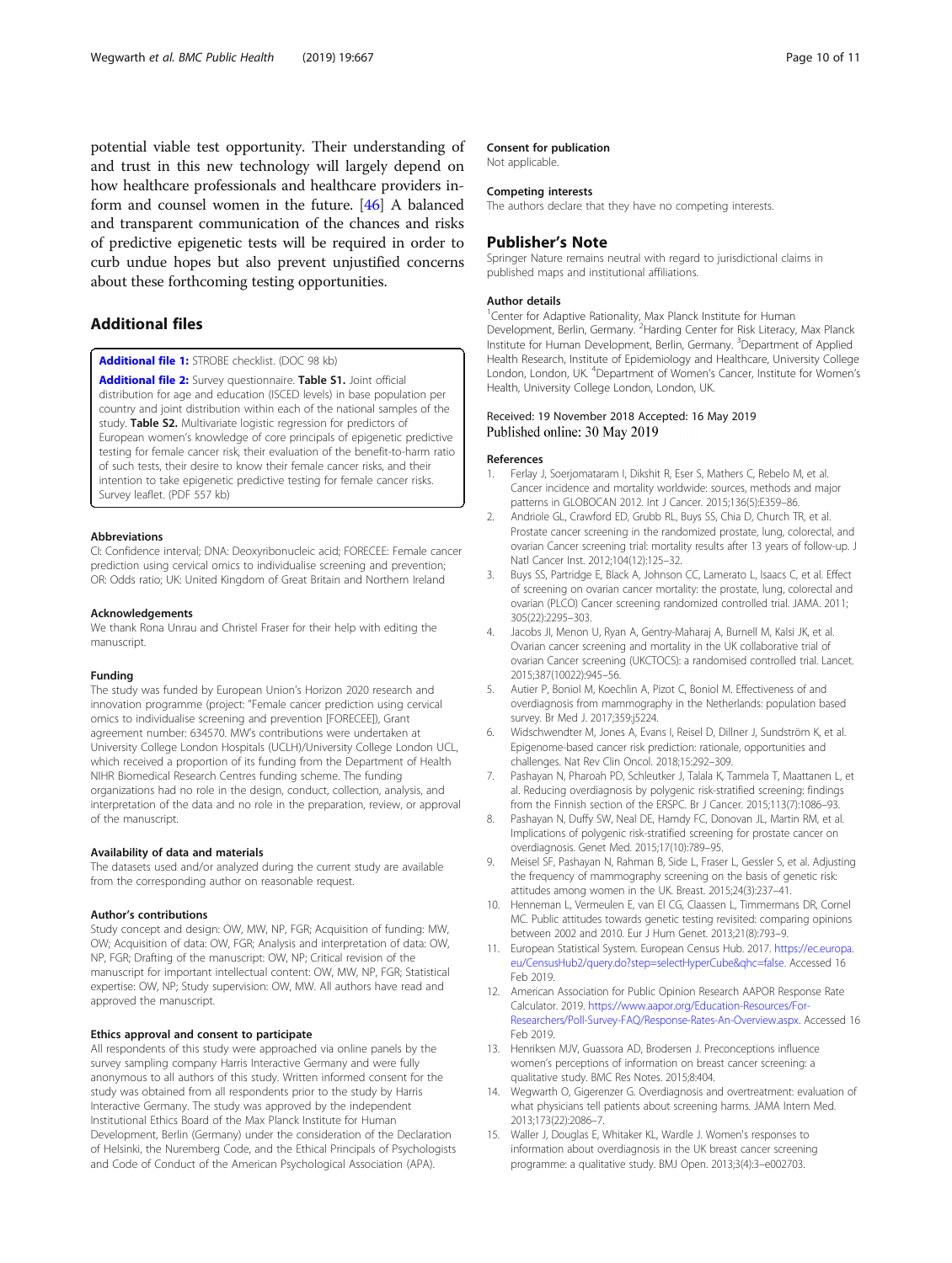potential viable test opportunity. Their understanding of and trust in this new technology will largely depend on how healthcare professionals and healthcare providers inform and counsel women in the future. [46] A balanced and transparent communication of the chances and risks of predictive epigenetic tests will be required in order to curb undue hopes but also prevent unjustified concerns about these forthcoming testing opportunities.

## Additional files

**Additional file 1:** STROBE checklist. (DOC 98 kb)

**Additional file 2:** Survey questionnaire. **Table S1.** Joint official distribution for age and education (ISCED levels) in base population per country and joint distribution within each of the national samples of the study. **Table S2.** Multivariate logistic regression for predictors of European women's knowledge of core principals of epigenetic predictive testing for female cancer risk, their evaluation of the benefit-to-harm ratio of such tests, their desire to know their female cancer risks, and their intention to take epigenetic predictive testing for female cancer risks. Survey leaflet. (PDF 557 kb)

#### Abbreviations

CI: Confidence interval; DNA: Deoxyribonucleic acid; FORECEE: Female cancer prediction using cervical omics to individualise screening and prevention; OR: Odds ratio; UK: United Kingdom of Great Britain and Northern Ireland

#### Acknowledgements

We thank Rona Unrau and Christel Fraser for their help with editing the manuscript.

#### Funding

The study was funded by European Union's Horizon 2020 research and innovation programme (project: "Female cancer prediction using cervical omics to individualise screening and prevention [FORECEE]), Grant agreement number: 634570. MW's contributions were undertaken at University College London Hospitals (UCLH)/University College London UCL, which received a proportion of its funding from the Department of Health NIHR Biomedical Research Centres funding scheme. The funding organizations had no role in the design, conduct, collection, analysis, and interpretation of the data and no role in the preparation, review, or approval of the manuscript.

#### Availability of data and materials

The datasets used and/or analyzed during the current study are available from the corresponding author on reasonable request.

#### Author's contributions

Study concept and design: OW, MW, NP, FGR; Acquisition of funding: MW, OW; Acquisition of data: OW, FGR; Analysis and interpretation of data: OW, NP, FGR; Drafting of the manuscript: OW, NP; Critical revision of the manuscript for important intellectual content: OW, MW, NP, FGR; Statistical expertise: OW, NP; Study supervision: OW, MW. All authors have read and approved the manuscript.

#### Ethics approval and consent to participate

All respondents of this study were approached via online panels by the survey sampling company Harris Interactive Germany and were fully anonymous to all authors of this study. Written informed consent for the study was obtained from all respondents prior to the study by Harris Interactive Germany. The study was approved by the independent Institutional Ethics Board of the Max Planck Institute for Human Development, Berlin (Germany) under the consideration of the Declaration of Helsinki, the Nuremberg Code, and the Ethical Principals of Psychologists and Code of Conduct of the American Psychological Association (APA).

#### Consent for publication

Not applicable.

#### Competing interests

The authors declare that they have no competing interests.

### Publisher's Note

Springer Nature remains neutral with regard to jurisdictional claims in published maps and institutional affiliations.

#### Author details

[1]Center for Adaptive Rationality, Max Planck Institute for Human Development, Berlin, Germany. [2]Harding Center for Risk Literacy, Max Planck Institute for Human Development, Berlin, Germany. [3]Department of Applied Health Research, Institute of Epidemiology and Healthcare, University College London, London, UK. [4]Department of Women's Cancer, Institute for Women's Health, University College London, London, UK.

Received: 19 November 2018 Accepted: 16 May 2019
Published online: 30 May 2019

#### References

1. Ferlay J, Soerjomataram I, Dikshit R, Eser S, Mathers C, Rebelo M, et al. Cancer incidence and mortality worldwide: sources, methods and major patterns in GLOBOCAN 2012. Int J Cancer. 2015;136(5):E359–86.
2. Andriole GL, Crawford ED, Grubb RL, Buys SS, Chia D, Church TR, et al. Prostate cancer screening in the randomized prostate, lung, colorectal, and ovarian Cancer screening trial: mortality results after 13 years of follow-up. J Natl Cancer Inst. 2012;104(12):125–32.
3. Buys SS, Partridge E, Black A, Johnson CC, Lamerato L, Isaacs C, et al. Effect of screening on ovarian cancer mortality: the prostate, lung, colorectal and ovarian (PLCO) Cancer screening randomized controlled trial. JAMA. 2011; 305(22):2295–303.
4. Jacobs IJ, Menon U, Ryan A, Gentry-Maharaj A, Burnell M, Kalsi JK, et al. Ovarian cancer screening and mortality in the UK collaborative trial of ovarian Cancer screening (UKCTOCS): a randomised controlled trial. Lancet. 2015;387(10022):945–56.
5. Autier P, Boniol M, Koechlin A, Pizot C, Boniol M. Effectiveness of and overdiagnosis from mammography in the Netherlands: population based survey. Br Med J. 2017;359:j5224.
6. Widschwendter M, Jones A, Evans I, Reisel D, Dillner J, Sundström K, et al. Epigenome-based cancer risk prediction: rationale, opportunities and challenges. Nat Rev Clin Oncol. 2018;15:292–309.
7. Pashayan N, Pharoah PD, Schleutker J, Talala K, Tammela T, Maattanen L, et al. Reducing overdiagnosis by polygenic risk-stratified screening: findings from the Finnish section of the ERSPC. Br J Cancer. 2015;113(7):1086–93.
8. Pashayan N, Duffy SW, Neal DE, Hamdy FC, Donovan JL, Martin RM, et al. Implications of polygenic risk-stratified screening for prostate cancer on overdiagnosis. Genet Med. 2015;17(10):789–95.
9. Meisel SF, Pashayan N, Rahman B, Side L, Fraser L, Gessler S, et al. Adjusting the frequency of mammography screening on the basis of genetic risk: attitudes among women in the UK. Breast. 2015;24(3):237–41.
10. Henneman L, Vermeulen E, van El CG, Claassen L, Timmermans DR, Cornel MC. Public attitudes towards genetic testing revisited: comparing opinions between 2002 and 2010. Eur J Hum Genet. 2013;21(8):793–9.
11. European Statistical System. European Census Hub. 2017. https://ec.europa.eu/CensusHub2/query.do?step=selectHyperCube&qhc=false. Accessed 16 Feb 2019.
12. American Association for Public Opinion Research AAPOR Response Rate Calculator. 2019. https://www.aapor.org/Education-Resources/For-Researchers/Poll-Survey-FAQ/Response-Rates-An-Overview.aspx. Accessed 16 Feb 2019.
13. Henriksen MJV, Guassora AD, Brodersen J. Preconceptions influence women's perceptions of information on breast cancer screening: a qualitative study. BMC Res Notes. 2015;8:404.
14. Wegwarth O, Gigerenzer G. Overdiagnosis and overtreatment: evaluation of what physicians tell patients about screening harms. JAMA Intern Med. 2013;173(22):2086–7.
15. Waller J, Douglas E, Whitaker KL, Wardle J. Women's responses to information about overdiagnosis in the UK breast cancer screening programme: a qualitative study. BMJ Open. 2013;3(4):3–e002703.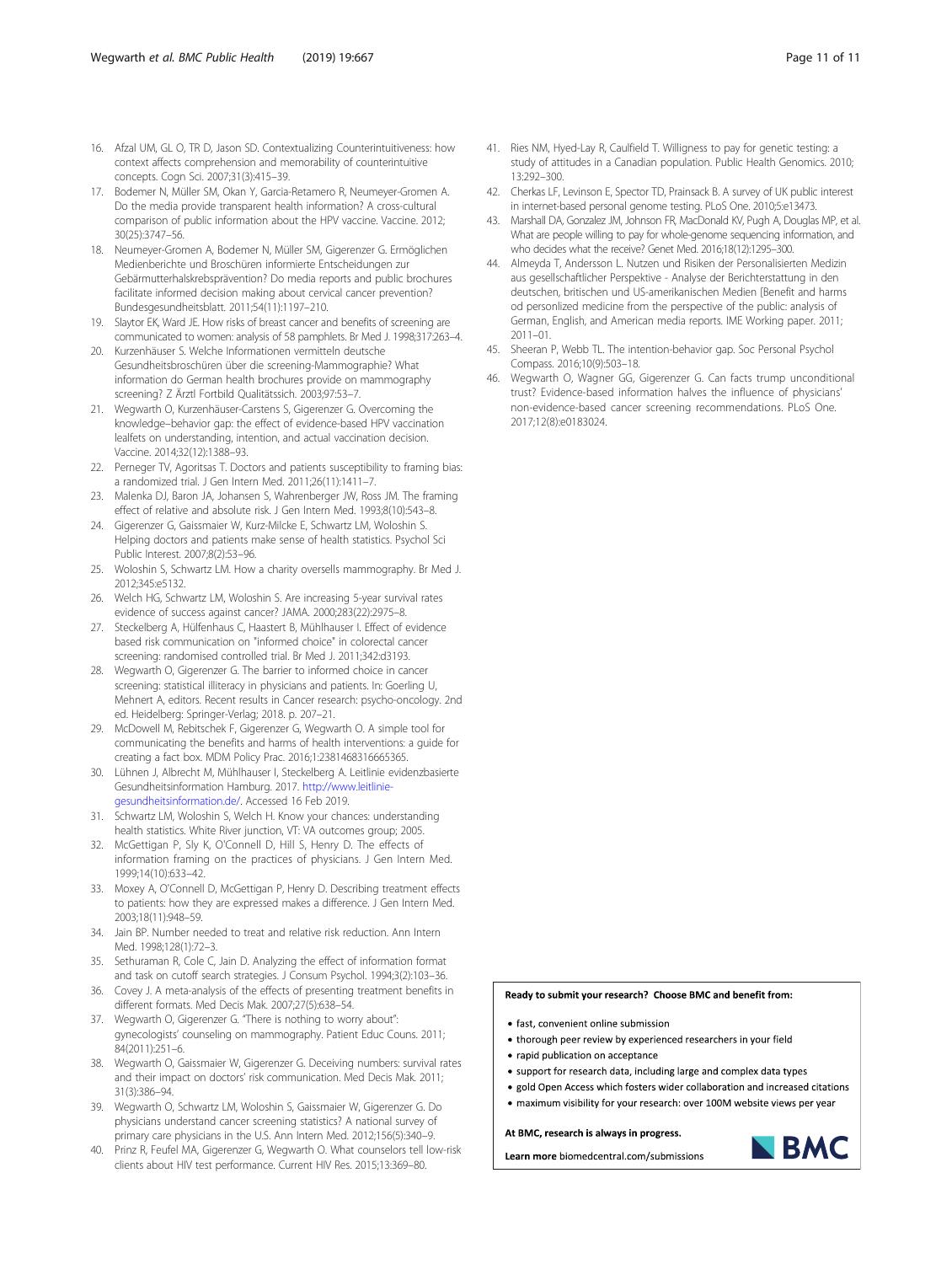16. Afzal UM, GL O, TR D, Jason SD. Contextualizing Counterintuitiveness: how context affects comprehension and memorability of counterintuitive concepts. Cogn Sci. 2007;31(3):415–39.
17. Bodemer N, Müller SM, Okan Y, Garcia-Retamero R, Neumeyer-Gromen A. Do the media provide transparent health information? A cross-cultural comparison of public information about the HPV vaccine. Vaccine. 2012; 30(25):3747–56.
18. Neumeyer-Gromen A, Bodemer N, Müller SM, Gigerenzer G. Ermöglichen Medienberichte und Broschüren informierte Entscheidungen zur Gebärmutterhalskrebsprävention? Do media reports and public brochures facilitate informed decision making about cervical cancer prevention? Bundesgesundheitsblatt. 2011;54(11):1197–210.
19. Slaytor EK, Ward JE. How risks of breast cancer and benefits of screening are communicated to women: analysis of 58 pamphlets. Br Med J. 1998;317:263–4.
20. Kurzenhäuser S. Welche Informationen vermitteln deutsche Gesundheitsbroschüren über die screening-Mammographie? What information do German health brochures provide on mammography screening? Z Ärztl Fortbild Qualitätssich. 2003;97:53–7.
21. Wegwarth O, Kurzenhäuser-Carstens S, Gigerenzer G. Overcoming the knowledge–behavior gap: the effect of evidence-based HPV vaccination leaflets on understanding, intention, and actual vaccination decision. Vaccine. 2014;32(12):1388–93.
22. Perneger TV, Agoritsas T. Doctors and patients susceptibility to framing bias: a randomized trial. J Gen Intern Med. 2011;26(11):1411–7.
23. Malenka DJ, Baron JA, Johansen S, Wahrenberger JW, Ross JM. The framing effect of relative and absolute risk. J Gen Intern Med. 1993;8(10):543–8.
24. Gigerenzer G, Gaissmaier W, Kurz-Milcke E, Schwartz LM, Woloshin S. Helping doctors and patients make sense of health statistics. Psychol Sci Public Interest. 2007;8(2):53–96.
25. Woloshin S, Schwartz LM. How a charity oversells mammography. Br Med J. 2012;345:e5132.
26. Welch HG, Schwartz LM, Woloshin S. Are increasing 5-year survival rates evidence of success against cancer? JAMA. 2000;283(22):2975–8.
27. Steckelberg A, Hülfenhaus C, Haastert B, Mühlhauser I. Effect of evidence based risk communication on "informed choice" in colorectal cancer screening: randomised controlled trial. Br Med J. 2011;342:d3193.
28. Wegwarth O, Gigerenzer G. The barrier to informed choice in cancer screening: statistical illiteracy in physicians and patients. In: Goerling U, Mehnert A, editors. Recent results in Cancer research: psycho-oncology. 2nd ed. Heidelberg: Springer-Verlag; 2018. p. 207–21.
29. McDowell M, Rebitschek F, Gigerenzer G, Wegwarth O. A simple tool for communicating the benefits and harms of health interventions: a guide for creating a fact box. MDM Policy Prac. 2016;1:2381468316665365.
30. Lühnen J, Albrecht M, Mühlhauser I, Steckelberg A. Leitlinie evidenzbasierte Gesundheitsinformation Hamburg. 2017. http://www.leitlinie-gesundheitsinformation.de/. Accessed 16 Feb 2019.
31. Schwartz LM, Woloshin S, Welch H. Know your chances: understanding health statistics. White River junction, VT: VA outcomes group; 2005.
32. McGettigan P, Sly K, O'Connell D, Hill S, Henry D. The effects of information framing on the practices of physicians. J Gen Intern Med. 1999;14(10):633–42.
33. Moxey A, O'Connell D, McGettigan P, Henry D. Describing treatment effects to patients: how they are expressed makes a difference. J Gen Intern Med. 2003;18(11):948–59.
34. Jain BP. Number needed to treat and relative risk reduction. Ann Intern Med. 1998;128(1):72–3.
35. Sethuraman R, Cole C, Jain D. Analyzing the effect of information format and task on cutoff search strategies. J Consum Psychol. 1994;3(2):103–36.
36. Covey J. A meta-analysis of the effects of presenting treatment benefits in different formats. Med Decis Mak. 2007;27(5):638–54.
37. Wegwarth O, Gigerenzer G. "There is nothing to worry about": gynecologists' counseling on mammography. Patient Educ Couns. 2011; 84(2011):251–6.
38. Wegwarth O, Gaissmaier W, Gigerenzer G. Deceiving numbers: survival rates and their impact on doctors' risk communication. Med Decis Mak. 2011; 31(3):386–94.
39. Wegwarth O, Schwartz LM, Woloshin S, Gaissmaier W, Gigerenzer G. Do physicians understand cancer screening statistics? A national survey of primary care physicians in the U.S. Ann Intern Med. 2012;156(5):340–9.
40. Prinz R, Feufel MA, Gigerenzer G, Wegwarth O. What counselors tell low-risk clients about HIV test performance. Current HIV Res. 2015;13:369–80.
41. Ries NM, Hyed-Lay R, Caulfield T. Willingness to pay for genetic testing: a study of attitudes in a Canadian population. Public Health Genomics. 2010; 13:292–300.
42. Cherkas LF, Levinson E, Spector TD, Prainsack B. A survey of UK public interest in internet-based personal genome testing. PLoS One. 2010;5:e13473.
43. Marshall DA, Gonzalez JM, Johnson FR, MacDonald KV, Pugh A, Douglas MP, et al. What are people willing to pay for whole-genome sequencing information, and who decides what the receive? Genet Med. 2016;18(12):1295–300.
44. Almeyda T, Andersson L. Nutzen und Risiken der Personalisierten Medizin aus gesellschaftlicher Perspektive - Analyse der Berichterstattung in den deutschen, britischen und US-amerikanischen Medien [Benefit and harms od personlized medicine from the perspective of the public: analysis of German, English, and American media reports. IME Working paper. 2011; 2011–01.
45. Sheeran P, Webb TL. The intention-behavior gap. Soc Personal Psychol Compass. 2016;10(9):503–18.
46. Wegwarth O, Wagner GG, Gigerenzer G. Can facts trump unconditional trust? Evidence-based information halves the influence of physicians' non-evidence-based cancer screening recommendations. PLoS One. 2017;12(8):e0183024.